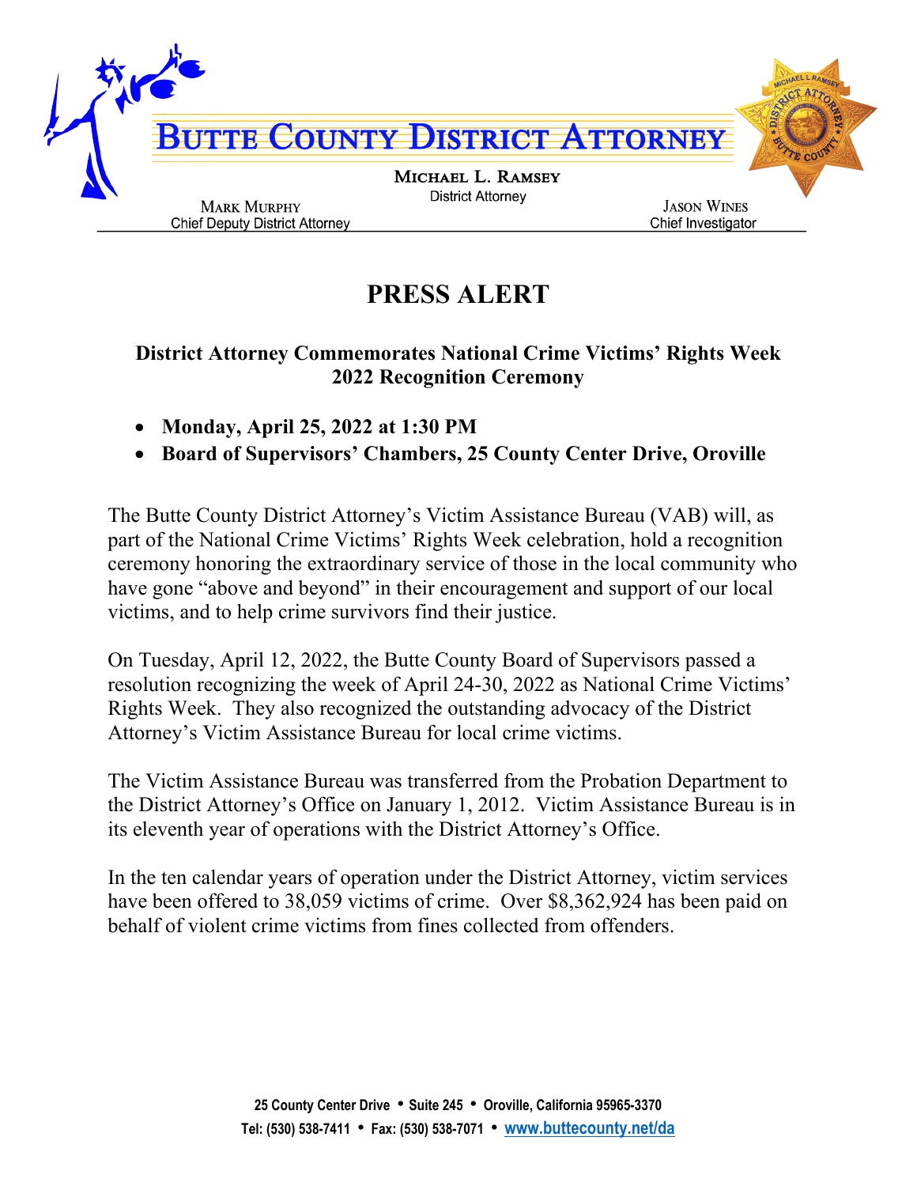# BUTTE COUNTY DISTRICT ATTORNEY

**MICHAEL L. RAMSEY**
District Attorney

**MARK MURPHY**
Chief Deputy District Attorney

**JASON WINES**
Chief Investigator

## PRESS ALERT

### District Attorney Commemorates National Crime Victims' Rights Week 2022 Recognition Ceremony

- **Monday, April 25, 2022 at 1:30 PM**
- **Board of Supervisors' Chambers, 25 County Center Drive, Oroville**

The Butte County District Attorney's Victim Assistance Bureau (VAB) will, as part of the National Crime Victims' Rights Week celebration, hold a recognition ceremony honoring the extraordinary service of those in the local community who have gone "above and beyond" in their encouragement and support of our local victims, and to help crime survivors find their justice.

On Tuesday, April 12, 2022, the Butte County Board of Supervisors passed a resolution recognizing the week of April 24-30, 2022 as National Crime Victims' Rights Week. They also recognized the outstanding advocacy of the District Attorney's Victim Assistance Bureau for local crime victims.

The Victim Assistance Bureau was transferred from the Probation Department to the District Attorney's Office on January 1, 2012. Victim Assistance Bureau is in its eleventh year of operations with the District Attorney's Office.

In the ten calendar years of operation under the District Attorney, victim services have been offered to 38,059 victims of crime. Over $8,362,924 has been paid on behalf of violent crime victims from fines collected from offenders.

25 County Center Drive • Suite 245 • Oroville, California 95965-3370
Tel: (530) 538-7411 • Fax: (530) 538-7071 • www.buttecounty.net/da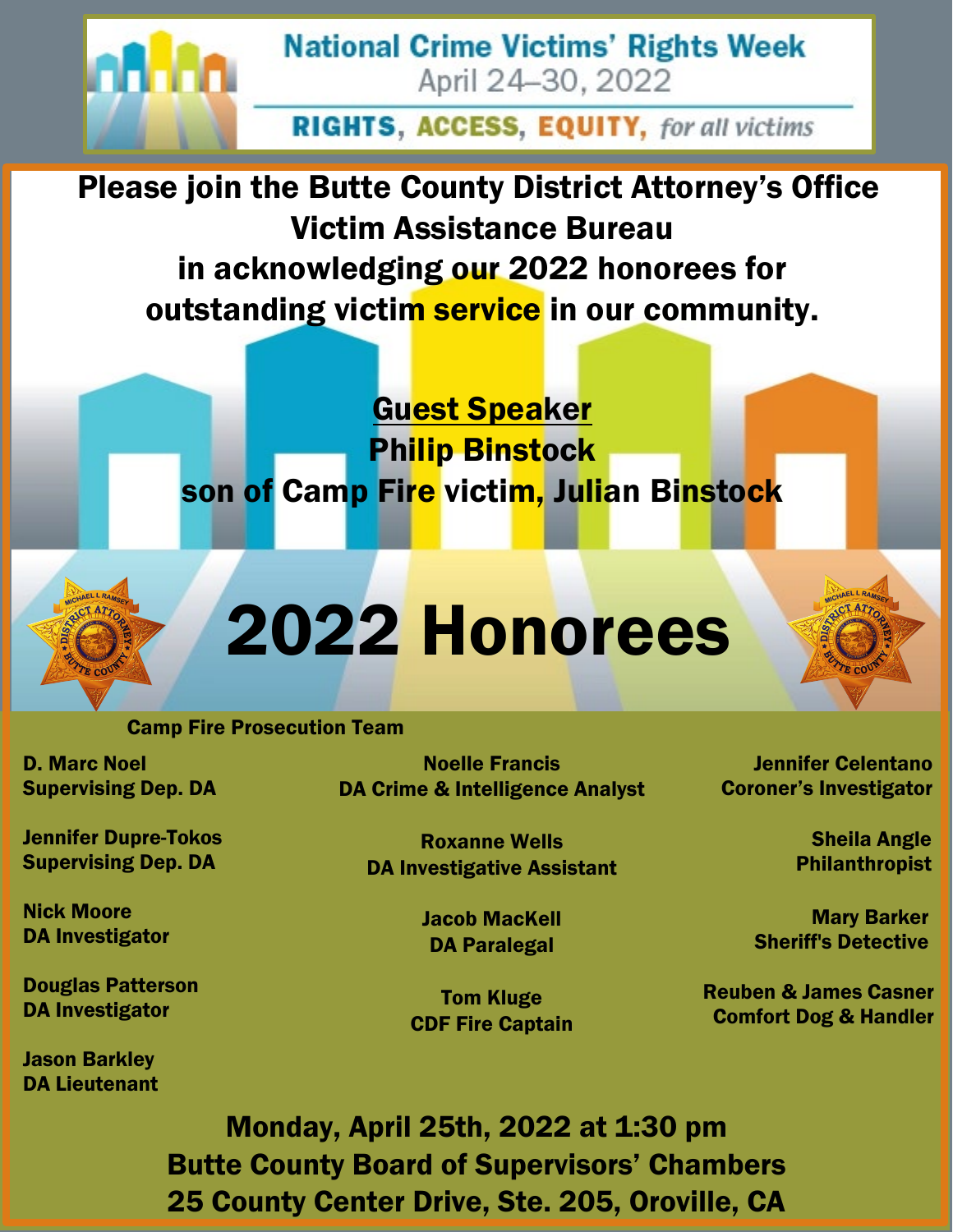National Crime Victims' Rights Week

April 24–30, 2022

**RIGHTS, ACCESS, EQUITY,** *for all victims*

**Please join the Butte County District Attorney's Office Victim Assistance Bureau in acknowledging our 2022 honorees for outstanding victim service in our community.**

**Guest Speaker**

**Philip Binstock**

**son of Camp Fire victim, Julian Binstock**

# 2022 Honorees

**Camp Fire Prosecution Team**

**D. Marc Noel**
**Supervising Dep. DA**

**Jennifer Dupre-Tokos**
**Supervising Dep. DA**

**Nick Moore**
**DA Investigator**

**Douglas Patterson**
**DA Investigator**

**Jason Barkley**
**DA Lieutenant**

**Noelle Francis**
**DA Crime & Intelligence Analyst**

**Roxanne Wells**
**DA Investigative Assistant**

**Jacob MacKell**
**DA Paralegal**

**Tom Kluge**
**CDF Fire Captain**

**Jennifer Celentano**
**Coroner's Investigator**

**Sheila Angle**
**Philanthropist**

**Mary Barker**
**Sheriff's Detective**

**Reuben & James Casner**
**Comfort Dog & Handler**

**Monday, April 25th, 2022 at 1:30 pm**
**Butte County Board of Supervisors' Chambers**
**25 County Center Drive, Ste. 205, Oroville, CA**